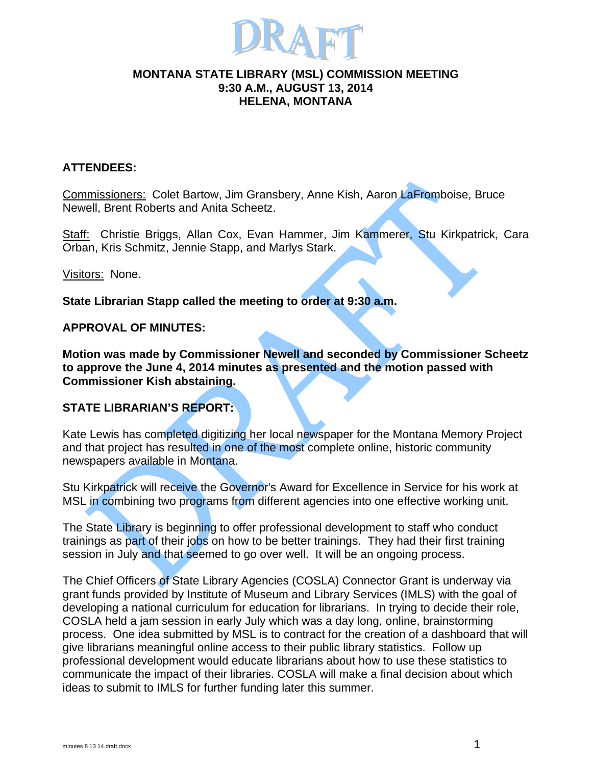# MONTANA STATE LIBRARY (MSL) COMMISSION MEETING
## 9:30 A.M., AUGUST 13, 2014
## HELENA, MONTANA

**ATTENDEES:**

Commissioners: Colet Bartow, Jim Gransbery, Anne Kish, Aaron LaFromboise, Bruce Newell, Brent Roberts and Anita Scheetz.

Staff: Christie Briggs, Allan Cox, Evan Hammer, Jim Kammerer, Stu Kirkpatrick, Cara Orban, Kris Schmitz, Jennie Stapp, and Marlys Stark.

Visitors: None.

**State Librarian Stapp called the meeting to order at 9:30 a.m.**

**APPROVAL OF MINUTES:**

**Motion was made by Commissioner Newell and seconded by Commissioner Scheetz to approve the June 4, 2014 minutes as presented and the motion passed with Commissioner Kish abstaining.**

**STATE LIBRARIAN'S REPORT:**

Kate Lewis has completed digitizing her local newspaper for the Montana Memory Project and that project has resulted in one of the most complete online, historic community newspapers available in Montana.

Stu Kirkpatrick will receive the Governor's Award for Excellence in Service for his work at MSL in combining two programs from different agencies into one effective working unit.

The State Library is beginning to offer professional development to staff who conduct trainings as part of their jobs on how to be better trainings. They had their first training session in July and that seemed to go over well. It will be an ongoing process.

The Chief Officers of State Library Agencies (COSLA) Connector Grant is underway via grant funds provided by Institute of Museum and Library Services (IMLS) with the goal of developing a national curriculum for education for librarians. In trying to decide their role, COSLA held a jam session in early July which was a day long, online, brainstorming process. One idea submitted by MSL is to contract for the creation of a dashboard that will give librarians meaningful online access to their public library statistics. Follow up professional development would educate librarians about how to use these statistics to communicate the impact of their libraries. COSLA will make a final decision about which ideas to submit to IMLS for further funding later this summer.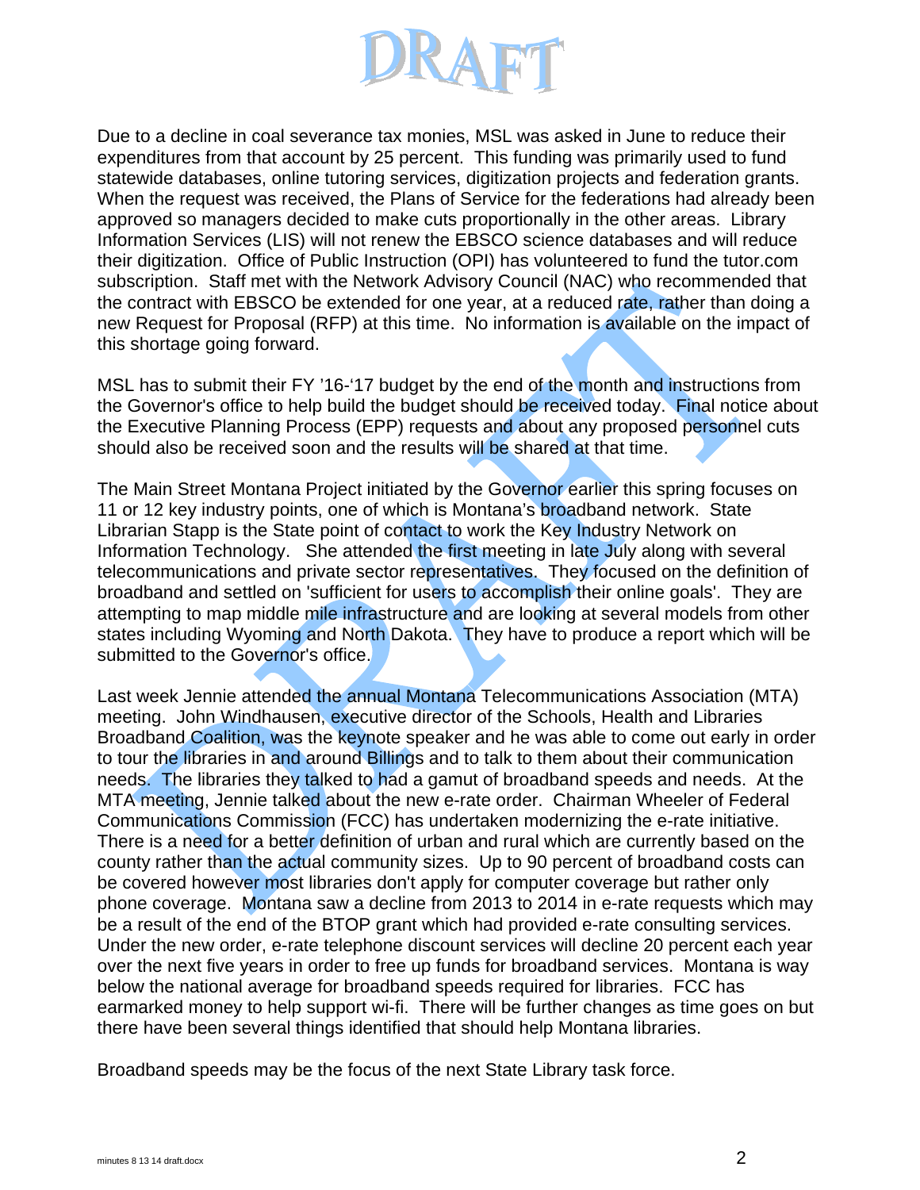Due to a decline in coal severance tax monies, MSL was asked in June to reduce their expenditures from that account by 25 percent. This funding was primarily used to fund statewide databases, online tutoring services, digitization projects and federation grants. When the request was received, the Plans of Service for the federations had already been approved so managers decided to make cuts proportionally in the other areas. Library Information Services (LIS) will not renew the EBSCO science databases and will reduce their digitization. Office of Public Instruction (OPI) has volunteered to fund the tutor.com subscription. Staff met with the Network Advisory Council (NAC) who recommended that the contract with EBSCO be extended for one year, at a reduced rate, rather than doing a new Request for Proposal (RFP) at this time. No information is available on the impact of this shortage going forward.

MSL has to submit their FY '16-'17 budget by the end of the month and instructions from the Governor's office to help build the budget should be received today. Final notice about the Executive Planning Process (EPP) requests and about any proposed personnel cuts should also be received soon and the results will be shared at that time.

The Main Street Montana Project initiated by the Governor earlier this spring focuses on 11 or 12 key industry points, one of which is Montana's broadband network. State Librarian Stapp is the State point of contact to work the Key Industry Network on Information Technology. She attended the first meeting in late July along with several telecommunications and private sector representatives. They focused on the definition of broadband and settled on 'sufficient for users to accomplish their online goals'. They are attempting to map middle mile infrastructure and are looking at several models from other states including Wyoming and North Dakota. They have to produce a report which will be submitted to the Governor's office.

Last week Jennie attended the annual Montana Telecommunications Association (MTA) meeting. John Windhausen, executive director of the Schools, Health and Libraries Broadband Coalition, was the keynote speaker and he was able to come out early in order to tour the libraries in and around Billings and to talk to them about their communication needs. The libraries they talked to had a gamut of broadband speeds and needs. At the MTA meeting, Jennie talked about the new e-rate order. Chairman Wheeler of Federal Communications Commission (FCC) has undertaken modernizing the e-rate initiative. There is a need for a better definition of urban and rural which are currently based on the county rather than the actual community sizes. Up to 90 percent of broadband costs can be covered however most libraries don't apply for computer coverage but rather only phone coverage. Montana saw a decline from 2013 to 2014 in e-rate requests which may be a result of the end of the BTOP grant which had provided e-rate consulting services. Under the new order, e-rate telephone discount services will decline 20 percent each year over the next five years in order to free up funds for broadband services. Montana is way below the national average for broadband speeds required for libraries. FCC has earmarked money to help support wi-fi. There will be further changes as time goes on but there have been several things identified that should help Montana libraries.

Broadband speeds may be the focus of the next State Library task force.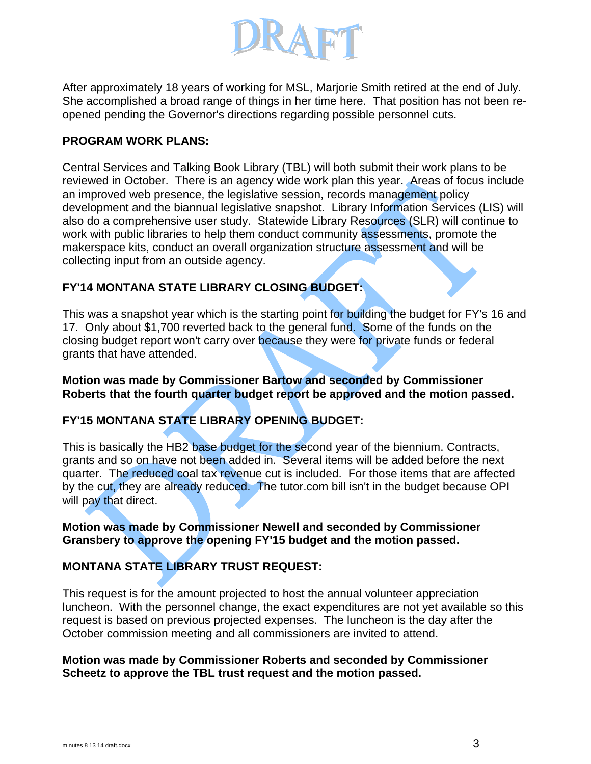After approximately 18 years of working for MSL, Marjorie Smith retired at the end of July. She accomplished a broad range of things in her time here. That position has not been re-opened pending the Governor's directions regarding possible personnel cuts.

**PROGRAM WORK PLANS:**

Central Services and Talking Book Library (TBL) will both submit their work plans to be reviewed in October. There is an agency wide work plan this year. Areas of focus include an improved web presence, the legislative session, records management policy development and the biannual legislative snapshot. Library Information Services (LIS) will also do a comprehensive user study. Statewide Library Resources (SLR) will continue to work with public libraries to help them conduct community assessments, promote the makerspace kits, conduct an overall organization structure assessment and will be collecting input from an outside agency.

**FY'14 MONTANA STATE LIBRARY CLOSING BUDGET:**

This was a snapshot year which is the starting point for building the budget for FY's 16 and 17. Only about $1,700 reverted back to the general fund. Some of the funds on the closing budget report won't carry over because they were for private funds or federal grants that have attended.

**Motion was made by Commissioner Bartow and seconded by Commissioner Roberts that the fourth quarter budget report be approved and the motion passed.**

**FY'15 MONTANA STATE LIBRARY OPENING BUDGET:**

This is basically the HB2 base budget for the second year of the biennium. Contracts, grants and so on have not been added in. Several items will be added before the next quarter. The reduced coal tax revenue cut is included. For those items that are affected by the cut, they are already reduced. The tutor.com bill isn't in the budget because OPI will pay that direct.

**Motion was made by Commissioner Newell and seconded by Commissioner Gransbery to approve the opening FY'15 budget and the motion passed.**

**MONTANA STATE LIBRARY TRUST REQUEST:**

This request is for the amount projected to host the annual volunteer appreciation luncheon. With the personnel change, the exact expenditures are not yet available so this request is based on previous projected expenses. The luncheon is the day after the October commission meeting and all commissioners are invited to attend.

**Motion was made by Commissioner Roberts and seconded by Commissioner Scheetz to approve the TBL trust request and the motion passed.**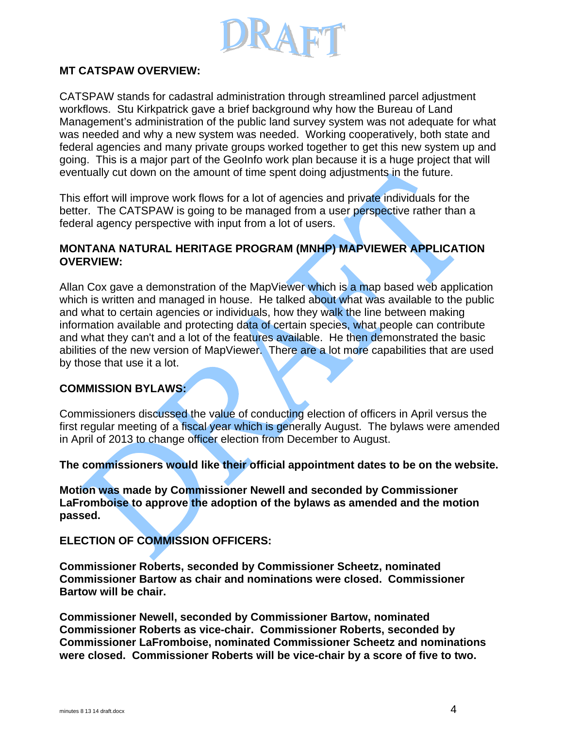## MT CATSPAW OVERVIEW:

CATSPAW stands for cadastral administration through streamlined parcel adjustment workflows. Stu Kirkpatrick gave a brief background why how the Bureau of Land Management's administration of the public land survey system was not adequate for what was needed and why a new system was needed. Working cooperatively, both state and federal agencies and many private groups worked together to get this new system up and going. This is a major part of the GeoInfo work plan because it is a huge project that will eventually cut down on the amount of time spent doing adjustments in the future.

This effort will improve work flows for a lot of agencies and private individuals for the better. The CATSPAW is going to be managed from a user perspective rather than a federal agency perspective with input from a lot of users.

## MONTANA NATURAL HERITAGE PROGRAM (MNHP) MAPVIEWER APPLICATION OVERVIEW:

Allan Cox gave a demonstration of the MapViewer which is a map based web application which is written and managed in house. He talked about what was available to the public and what to certain agencies or individuals, how they walk the line between making information available and protecting data of certain species, what people can contribute and what they can't and a lot of the features available. He then demonstrated the basic abilities of the new version of MapViewer. There are a lot more capabilities that are used by those that use it a lot.

## COMMISSION BYLAWS:

Commissioners discussed the value of conducting election of officers in April versus the first regular meeting of a fiscal year which is generally August. The bylaws were amended in April of 2013 to change officer election from December to August.

**The commissioners would like their official appointment dates to be on the website.**

**Motion was made by Commissioner Newell and seconded by Commissioner LaFromboise to approve the adoption of the bylaws as amended and the motion passed.**

## ELECTION OF COMMISSION OFFICERS:

**Commissioner Roberts, seconded by Commissioner Scheetz, nominated Commissioner Bartow as chair and nominations were closed. Commissioner Bartow will be chair.**

**Commissioner Newell, seconded by Commissioner Bartow, nominated Commissioner Roberts as vice-chair. Commissioner Roberts, seconded by Commissioner LaFromboise, nominated Commissioner Scheetz and nominations were closed. Commissioner Roberts will be vice-chair by a score of five to two.**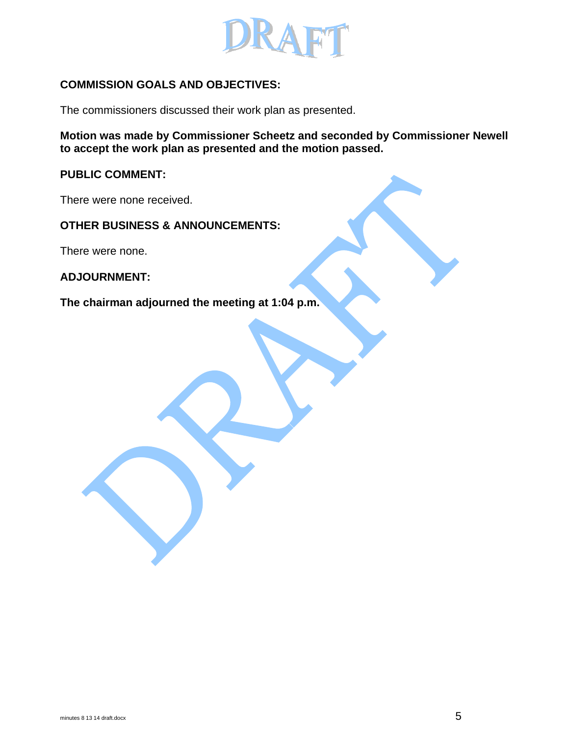## COMMISSION GOALS AND OBJECTIVES:

The commissioners discussed their work plan as presented.

**Motion was made by Commissioner Scheetz and seconded by Commissioner Newell to accept the work plan as presented and the motion passed.**

## PUBLIC COMMENT:

There were none received.

## OTHER BUSINESS & ANNOUNCEMENTS:

There were none.

## ADJOURNMENT:

**The chairman adjourned the meeting at 1:04 p.m.**